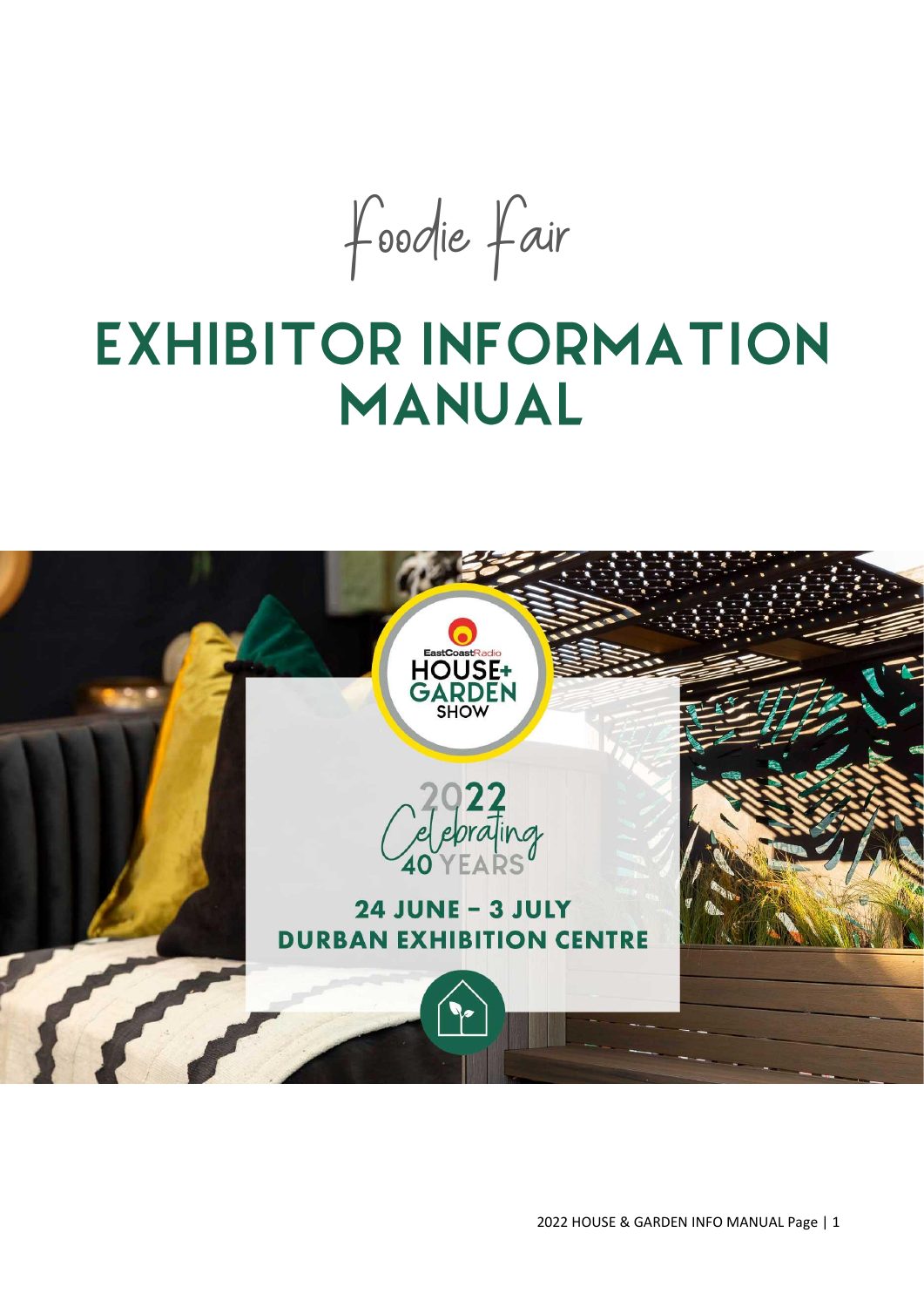Foodie Fair

# EXHIBITOR INFORMATION MANUAL

EastCoastRadio HOUSE+ GARDEN SHOW

2022 Celebrating 40 YEARS

**24 JUNE – 3 JULY**
**DURBAN EXHIBITION CENTRE**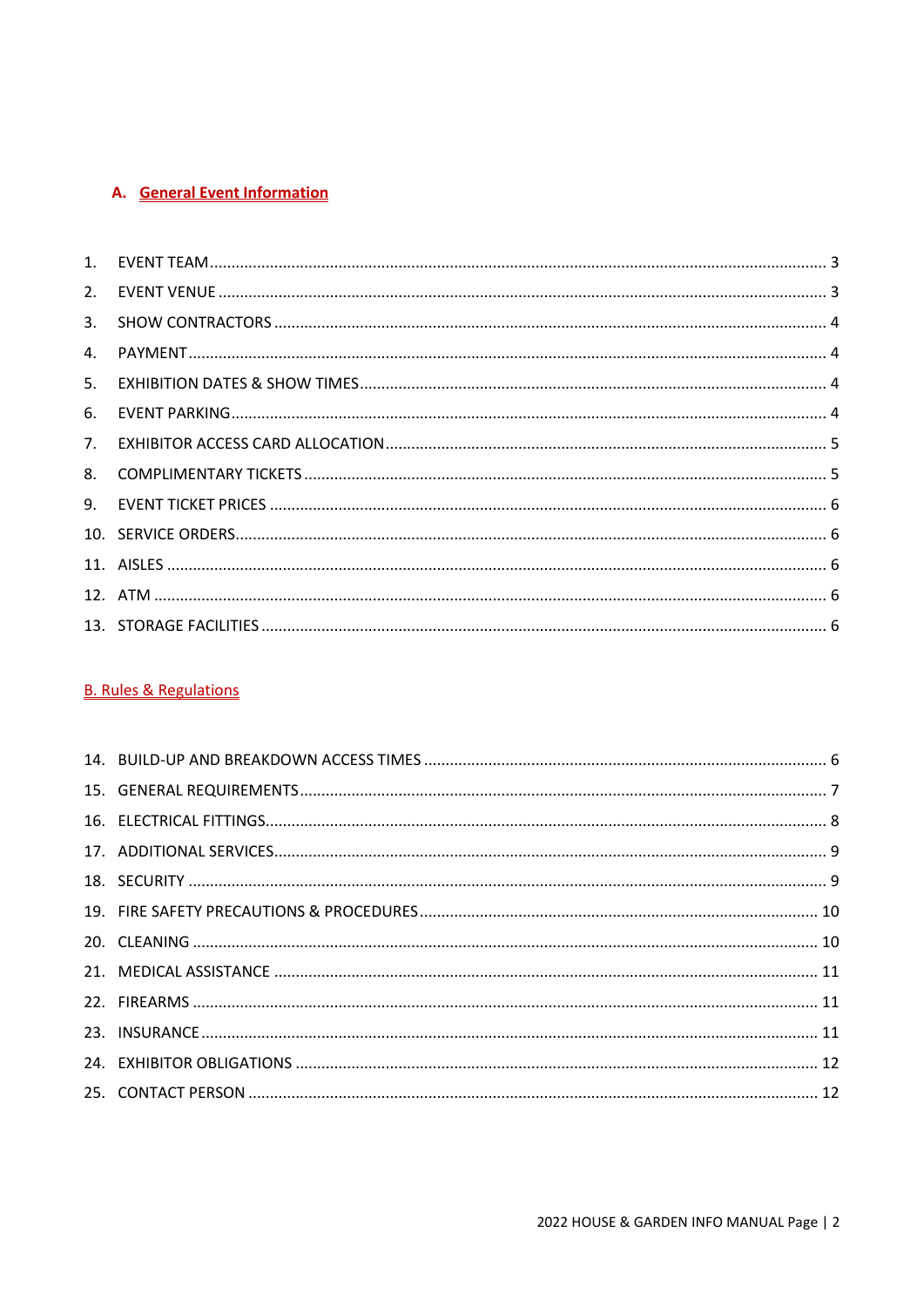## A. General Event Information

1. EVENT TEAM ........................................ 3
2. EVENT VENUE ........................................ 3
3. SHOW CONTRACTORS ........................................ 4
4. PAYMENT ........................................ 4
5. EXHIBITION DATES & SHOW TIMES ........................................ 4
6. EVENT PARKING ........................................ 4
7. EXHIBITOR ACCESS CARD ALLOCATION ........................................ 5
8. COMPLIMENTARY TICKETS ........................................ 5
9. EVENT TICKET PRICES ........................................ 6
10. SERVICE ORDERS ........................................ 6
11. AISLES ........................................ 6
12. ATM ........................................ 6
13. STORAGE FACILITIES ........................................ 6

## B. Rules & Regulations

14. BUILD-UP AND BREAKDOWN ACCESS TIMES ........................................ 6
15. GENERAL REQUIREMENTS ........................................ 7
16. ELECTRICAL FITTINGS ........................................ 8
17. ADDITIONAL SERVICES ........................................ 9
18. SECURITY ........................................ 9
19. FIRE SAFETY PRECAUTIONS & PROCEDURES ........................................ 10
20. CLEANING ........................................ 10
21. MEDICAL ASSISTANCE ........................................ 11
22. FIREARMS ........................................ 11
23. INSURANCE ........................................ 11
24. EXHIBITOR OBLIGATIONS ........................................ 12
25. CONTACT PERSON ........................................ 12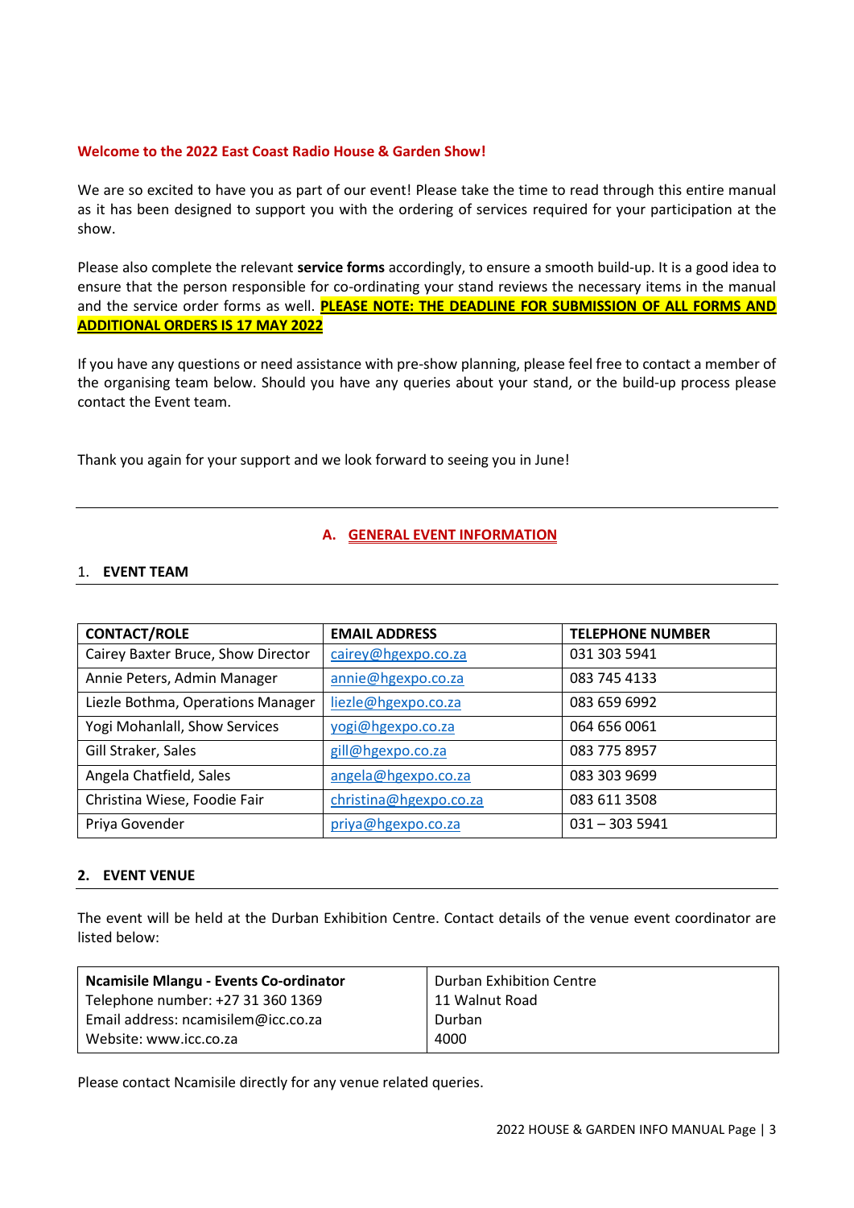**Welcome to the 2022 East Coast Radio House & Garden Show!**

We are so excited to have you as part of our event! Please take the time to read through this entire manual as it has been designed to support you with the ordering of services required for your participation at the show.

Please also complete the relevant **service forms** accordingly, to ensure a smooth build-up. It is a good idea to ensure that the person responsible for co-ordinating your stand reviews the necessary items in the manual and the service order forms as well. **PLEASE NOTE: THE DEADLINE FOR SUBMISSION OF ALL FORMS AND ADDITIONAL ORDERS IS 17 MAY 2022**

If you have any questions or need assistance with pre-show planning, please feel free to contact a member of the organising team below. Should you have any queries about your stand, or the build-up process please contact the Event team.

Thank you again for your support and we look forward to seeing you in June!

---

## A. GENERAL EVENT INFORMATION

### 1. EVENT TEAM

| CONTACT/ROLE | EMAIL ADDRESS | TELEPHONE NUMBER |
|---|---|---|
| Cairey Baxter Bruce, Show Director | cairey@hgexpo.co.za | 031 303 5941 |
| Annie Peters, Admin Manager | annie@hgexpo.co.za | 083 745 4133 |
| Liezle Bothma, Operations Manager | liezle@hgexpo.co.za | 083 659 6992 |
| Yogi Mohanlall, Show Services | yogi@hgexpo.co.za | 064 656 0061 |
| Gill Straker, Sales | gill@hgexpo.co.za | 083 775 8957 |
| Angela Chatfield, Sales | angela@hgexpo.co.za | 083 303 9699 |
| Christina Wiese, Foodie Fair | christina@hgexpo.co.za | 083 611 3508 |
| Priya Govender | priya@hgexpo.co.za | 031 – 303 5941 |

### 2. EVENT VENUE

The event will be held at the Durban Exhibition Centre. Contact details of the venue event coordinator are listed below:

| **Ncamisile Mlangu - Events Co-ordinator**<br>Telephone number: +27 31 360 1369<br>Email address: ncamisilem@icc.co.za<br>Website: www.icc.co.za | Durban Exhibition Centre<br>11 Walnut Road<br>Durban<br>4000 |
|---|---|

Please contact Ncamisile directly for any venue related queries.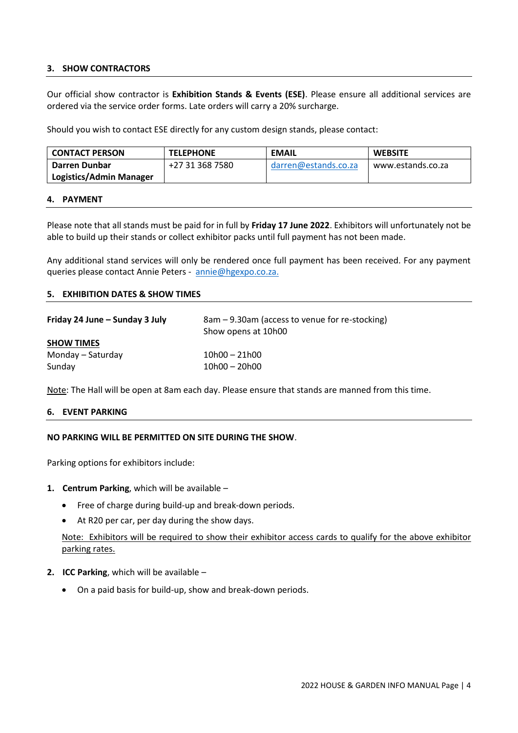## 3. SHOW CONTRACTORS

Our official show contractor is **Exhibition Stands & Events (ESE)**. Please ensure all additional services are ordered via the service order forms. Late orders will carry a 20% surcharge.

Should you wish to contact ESE directly for any custom design stands, please contact:

| CONTACT PERSON | TELEPHONE | EMAIL | WEBSITE |
|---|---|---|---|
| **Darren Dunbar**<br>**Logistics/Admin Manager** | +27 31 368 7580 | darren@estands.co.za | www.estands.co.za |

## 4. PAYMENT

Please note that all stands must be paid for in full by **Friday 17 June 2022**. Exhibitors will unfortunately not be able to build up their stands or collect exhibitor packs until full payment has not been made.

Any additional stand services will only be rendered once full payment has been received. For any payment queries please contact Annie Peters - annie@hgexpo.co.za.

## 5. EXHIBITION DATES & SHOW TIMES

**Friday 24 June – Sunday 3 July** — 8am – 9.30am (access to venue for re-stocking)
Show opens at 10h00

**SHOW TIMES**

Monday – Saturday — 10h00 – 21h00
Sunday — 10h00 – 20h00

Note: The Hall will be open at 8am each day. Please ensure that stands are manned from this time.

## 6. EVENT PARKING

**NO PARKING WILL BE PERMITTED ON SITE DURING THE SHOW**.

Parking options for exhibitors include:

1. **Centrum Parking**, which will be available –
   - Free of charge during build-up and break-down periods.
   - At R20 per car, per day during the show days.

   Note: Exhibitors will be required to show their exhibitor access cards to qualify for the above exhibitor parking rates.

2. **ICC Parking**, which will be available –
   - On a paid basis for build-up, show and break-down periods.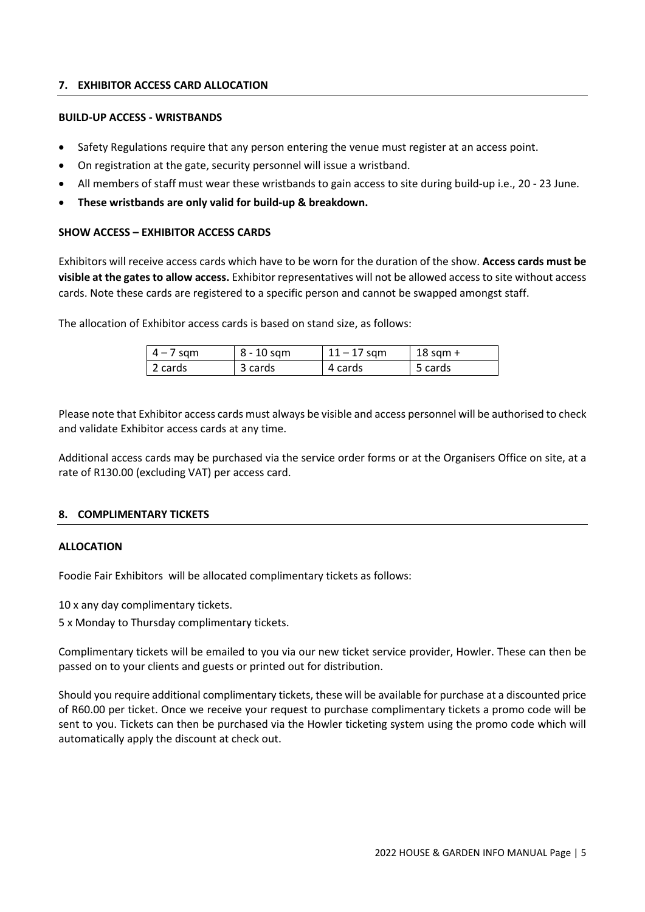## 7. EXHIBITOR ACCESS CARD ALLOCATION

**BUILD-UP ACCESS - WRISTBANDS**

- Safety Regulations require that any person entering the venue must register at an access point.
- On registration at the gate, security personnel will issue a wristband.
- All members of staff must wear these wristbands to gain access to site during build-up i.e., 20 - 23 June.
- **These wristbands are only valid for build-up & breakdown.**

**SHOW ACCESS – EXHIBITOR ACCESS CARDS**

Exhibitors will receive access cards which have to be worn for the duration of the show. **Access cards must be visible at the gates to allow access.** Exhibitor representatives will not be allowed access to site without access cards. Note these cards are registered to a specific person and cannot be swapped amongst staff.

The allocation of Exhibitor access cards is based on stand size, as follows:

| 4 – 7 sqm | 8 - 10 sqm | 11 – 17 sqm | 18 sqm + |
|---|---|---|---|
| 2 cards | 3 cards | 4 cards | 5 cards |

Please note that Exhibitor access cards must always be visible and access personnel will be authorised to check and validate Exhibitor access cards at any time.

Additional access cards may be purchased via the service order forms or at the Organisers Office on site, at a rate of R130.00 (excluding VAT) per access card.

## 8. COMPLIMENTARY TICKETS

**ALLOCATION**

Foodie Fair Exhibitors will be allocated complimentary tickets as follows:

10 x any day complimentary tickets.

5 x Monday to Thursday complimentary tickets.

Complimentary tickets will be emailed to you via our new ticket service provider, Howler. These can then be passed on to your clients and guests or printed out for distribution.

Should you require additional complimentary tickets, these will be available for purchase at a discounted price of R60.00 per ticket. Once we receive your request to purchase complimentary tickets a promo code will be sent to you. Tickets can then be purchased via the Howler ticketing system using the promo code which will automatically apply the discount at check out.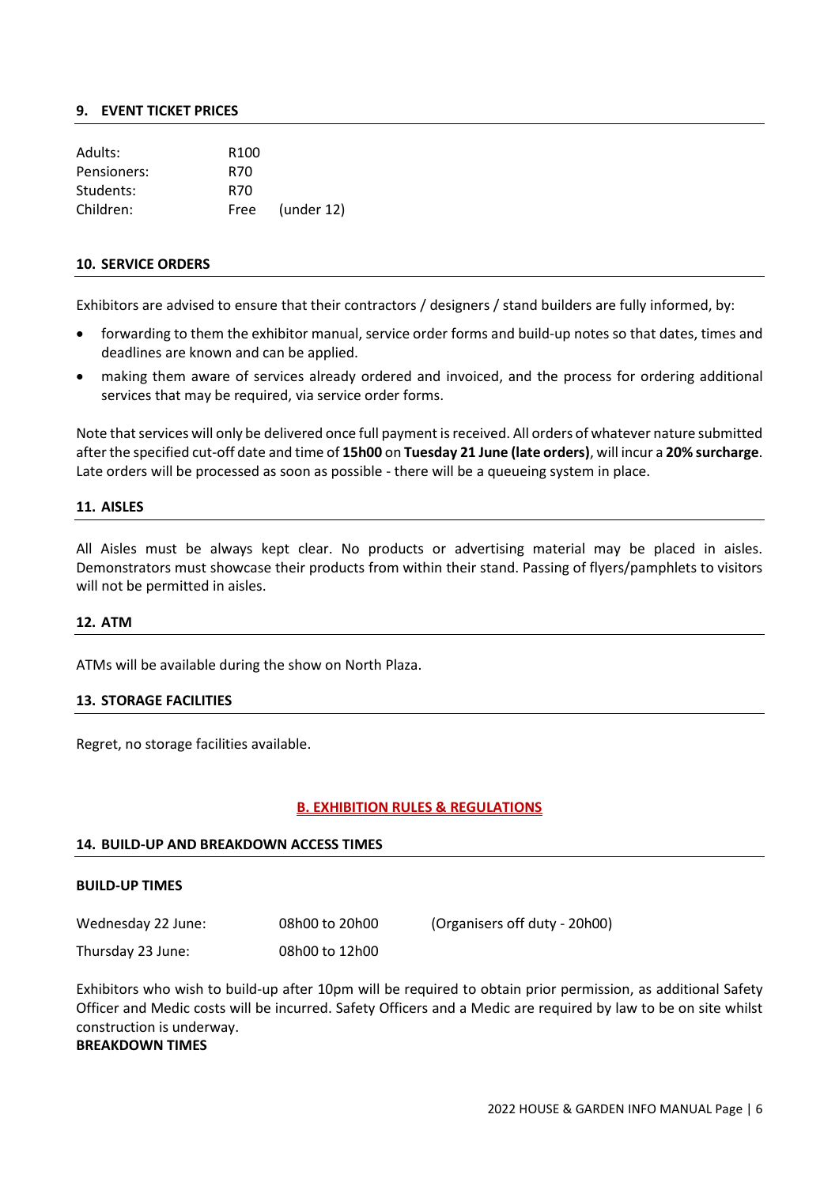## 9. EVENT TICKET PRICES

| | | |
|---|---|---|
| Adults: | R100 | |
| Pensioners: | R70 | |
| Students: | R70 | |
| Children: | Free | (under 12) |

## 10. SERVICE ORDERS

Exhibitors are advised to ensure that their contractors / designers / stand builders are fully informed, by:

- forwarding to them the exhibitor manual, service order forms and build-up notes so that dates, times and deadlines are known and can be applied.
- making them aware of services already ordered and invoiced, and the process for ordering additional services that may be required, via service order forms.

Note that services will only be delivered once full payment is received. All orders of whatever nature submitted after the specified cut-off date and time of **15h00** on **Tuesday 21 June (late orders)**, will incur a **20% surcharge**. Late orders will be processed as soon as possible - there will be a queueing system in place.

## 11. AISLES

All Aisles must be always kept clear. No products or advertising material may be placed in aisles. Demonstrators must showcase their products from within their stand. Passing of flyers/pamphlets to visitors will not be permitted in aisles.

## 12. ATM

ATMs will be available during the show on North Plaza.

## 13. STORAGE FACILITIES

Regret, no storage facilities available.

# B. EXHIBITION RULES & REGULATIONS

## 14. BUILD-UP AND BREAKDOWN ACCESS TIMES

**BUILD-UP TIMES**

| | | |
|---|---|---|
| Wednesday 22 June: | 08h00 to 20h00 | (Organisers off duty - 20h00) |
| Thursday 23 June: | 08h00 to 12h00 | |

Exhibitors who wish to build-up after 10pm will be required to obtain prior permission, as additional Safety Officer and Medic costs will be incurred. Safety Officers and a Medic are required by law to be on site whilst construction is underway.

**BREAKDOWN TIMES**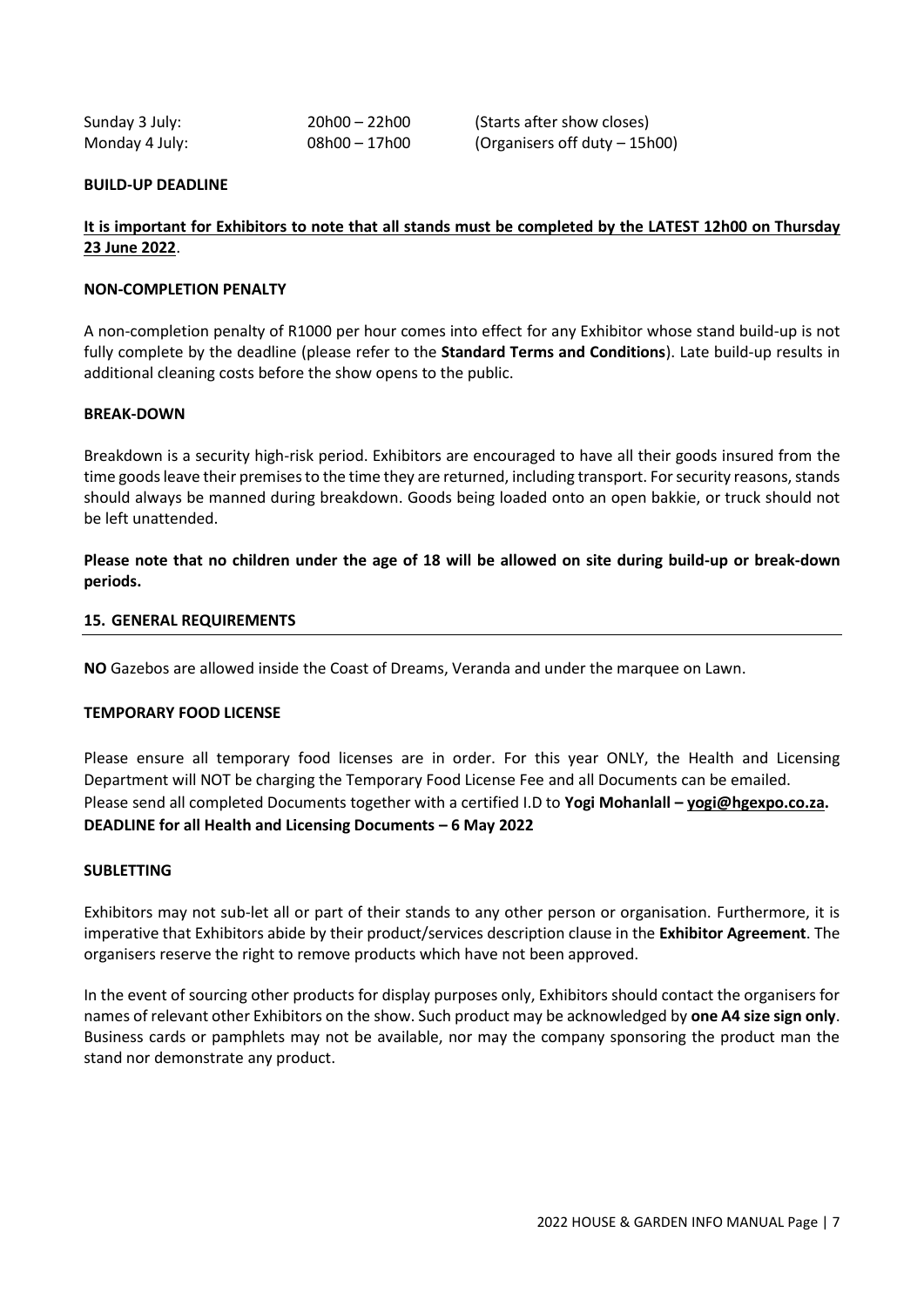| | | |
|---|---|---|
| Sunday 3 July: | 20h00 – 22h00 | (Starts after show closes) |
| Monday 4 July: | 08h00 – 17h00 | (Organisers off duty – 15h00) |

**BUILD-UP DEADLINE**

**It is important for Exhibitors to note that all stands must be completed by the LATEST 12h00 on Thursday 23 June 2022**.

**NON-COMPLETION PENALTY**

A non-completion penalty of R1000 per hour comes into effect for any Exhibitor whose stand build-up is not fully complete by the deadline (please refer to the **Standard Terms and Conditions**). Late build-up results in additional cleaning costs before the show opens to the public.

**BREAK-DOWN**

Breakdown is a security high-risk period. Exhibitors are encouraged to have all their goods insured from the time goods leave their premises to the time they are returned, including transport. For security reasons, stands should always be manned during breakdown. Goods being loaded onto an open bakkie, or truck should not be left unattended.

**Please note that no children under the age of 18 will be allowed on site during build-up or break-down periods.**

## 15. GENERAL REQUIREMENTS

**NO** Gazebos are allowed inside the Coast of Dreams, Veranda and under the marquee on Lawn.

**TEMPORARY FOOD LICENSE**

Please ensure all temporary food licenses are in order. For this year ONLY, the Health and Licensing Department will NOT be charging the Temporary Food License Fee and all Documents can be emailed.
Please send all completed Documents together with a certified I.D to **Yogi Mohanlall – yogi@hgexpo.co.za.**
**DEADLINE for all Health and Licensing Documents – 6 May 2022**

**SUBLETTING**

Exhibitors may not sub-let all or part of their stands to any other person or organisation. Furthermore, it is imperative that Exhibitors abide by their product/services description clause in the **Exhibitor Agreement**. The organisers reserve the right to remove products which have not been approved.

In the event of sourcing other products for display purposes only, Exhibitors should contact the organisers for names of relevant other Exhibitors on the show. Such product may be acknowledged by **one A4 size sign only**. Business cards or pamphlets may not be available, nor may the company sponsoring the product man the stand nor demonstrate any product.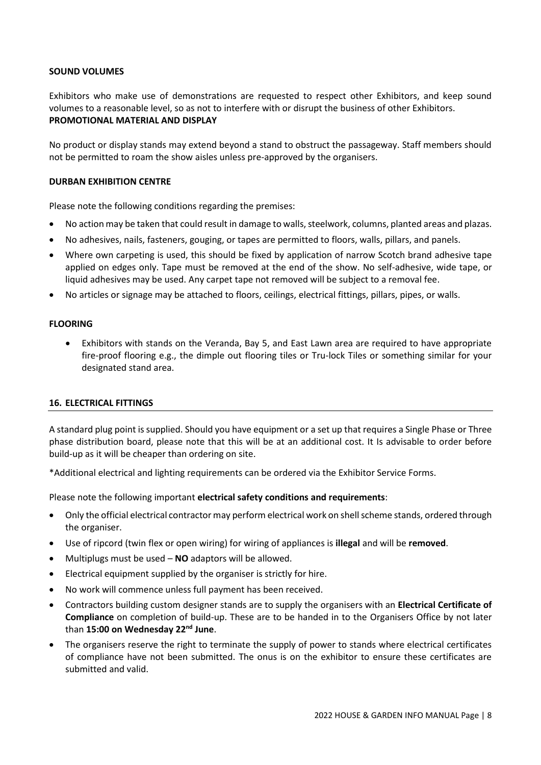**SOUND VOLUMES**

Exhibitors who make use of demonstrations are requested to respect other Exhibitors, and keep sound volumes to a reasonable level, so as not to interfere with or disrupt the business of other Exhibitors.

**PROMOTIONAL MATERIAL AND DISPLAY**

No product or display stands may extend beyond a stand to obstruct the passageway. Staff members should not be permitted to roam the show aisles unless pre-approved by the organisers.

**DURBAN EXHIBITION CENTRE**

Please note the following conditions regarding the premises:

- No action may be taken that could result in damage to walls, steelwork, columns, planted areas and plazas.
- No adhesives, nails, fasteners, gouging, or tapes are permitted to floors, walls, pillars, and panels.
- Where own carpeting is used, this should be fixed by application of narrow Scotch brand adhesive tape applied on edges only. Tape must be removed at the end of the show. No self-adhesive, wide tape, or liquid adhesives may be used. Any carpet tape not removed will be subject to a removal fee.
- No articles or signage may be attached to floors, ceilings, electrical fittings, pillars, pipes, or walls.

**FLOORING**

- Exhibitors with stands on the Veranda, Bay 5, and East Lawn area are required to have appropriate fire-proof flooring e.g., the dimple out flooring tiles or Tru-lock Tiles or something similar for your designated stand area.

## 16. ELECTRICAL FITTINGS

A standard plug point is supplied. Should you have equipment or a set up that requires a Single Phase or Three phase distribution board, please note that this will be at an additional cost. It Is advisable to order before build-up as it will be cheaper than ordering on site.

*Additional electrical and lighting requirements can be ordered via the Exhibitor Service Forms.

Please note the following important **electrical safety conditions and requirements**:

- Only the official electrical contractor may perform electrical work on shell scheme stands, ordered through the organiser.
- Use of ripcord (twin flex or open wiring) for wiring of appliances is **illegal** and will be **removed**.
- Multiplugs must be used – **NO** adaptors will be allowed.
- Electrical equipment supplied by the organiser is strictly for hire.
- No work will commence unless full payment has been received.
- Contractors building custom designer stands are to supply the organisers with an **Electrical Certificate of Compliance** on completion of build-up. These are to be handed in to the Organisers Office by not later than **15:00 on Wednesday 22nd June**.
- The organisers reserve the right to terminate the supply of power to stands where electrical certificates of compliance have not been submitted. The onus is on the exhibitor to ensure these certificates are submitted and valid.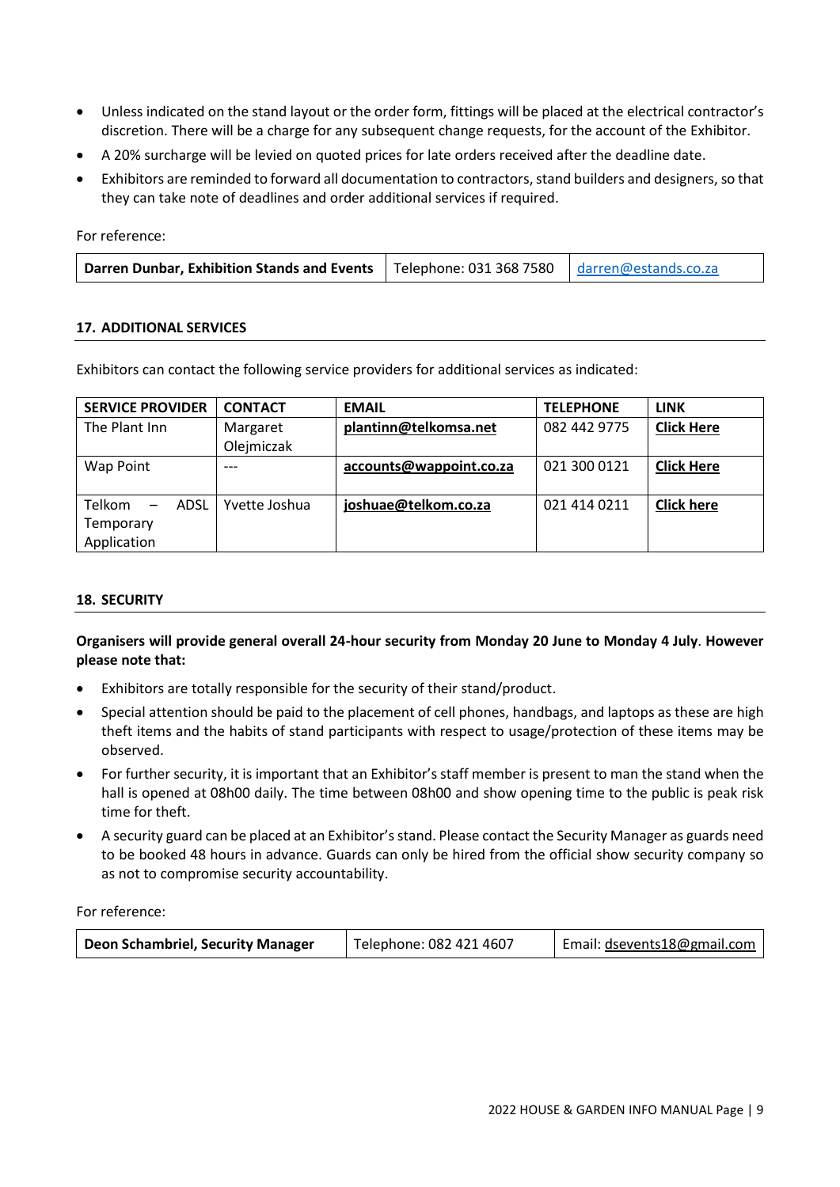- Unless indicated on the stand layout or the order form, fittings will be placed at the electrical contractor's discretion. There will be a charge for any subsequent change requests, for the account of the Exhibitor.
- A 20% surcharge will be levied on quoted prices for late orders received after the deadline date.
- Exhibitors are reminded to forward all documentation to contractors, stand builders and designers, so that they can take note of deadlines and order additional services if required.

For reference:

| **Darren Dunbar, Exhibition Stands and Events** | Telephone: 031 368 7580 | darren@estands.co.za |
|---|---|---|

## 17. ADDITIONAL SERVICES

Exhibitors can contact the following service providers for additional services as indicated:

| SERVICE PROVIDER | CONTACT | EMAIL | TELEPHONE | LINK |
|---|---|---|---|---|
| The Plant Inn | Margaret Olejmiczak | **plantinn@telkomsa.net** | 082 442 9775 | **Click Here** |
| Wap Point | --- | **accounts@wappoint.co.za** | 021 300 0121 | **Click Here** |
| Telkom – ADSL Temporary Application | Yvette Joshua | **joshuae@telkom.co.za** | 021 414 0211 | **Click here** |

## 18. SECURITY

**Organisers will provide general overall 24-hour security from Monday 20 June to Monday 4 July. However please note that:**

- Exhibitors are totally responsible for the security of their stand/product.
- Special attention should be paid to the placement of cell phones, handbags, and laptops as these are high theft items and the habits of stand participants with respect to usage/protection of these items may be observed.
- For further security, it is important that an Exhibitor's staff member is present to man the stand when the hall is opened at 08h00 daily. The time between 08h00 and show opening time to the public is peak risk time for theft.
- A security guard can be placed at an Exhibitor's stand. Please contact the Security Manager as guards need to be booked 48 hours in advance. Guards can only be hired from the official show security company so as not to compromise security accountability.

For reference:

| **Deon Schambriel, Security Manager** | Telephone: 082 421 4607 | Email: dsevents18@gmail.com |
|---|---|---|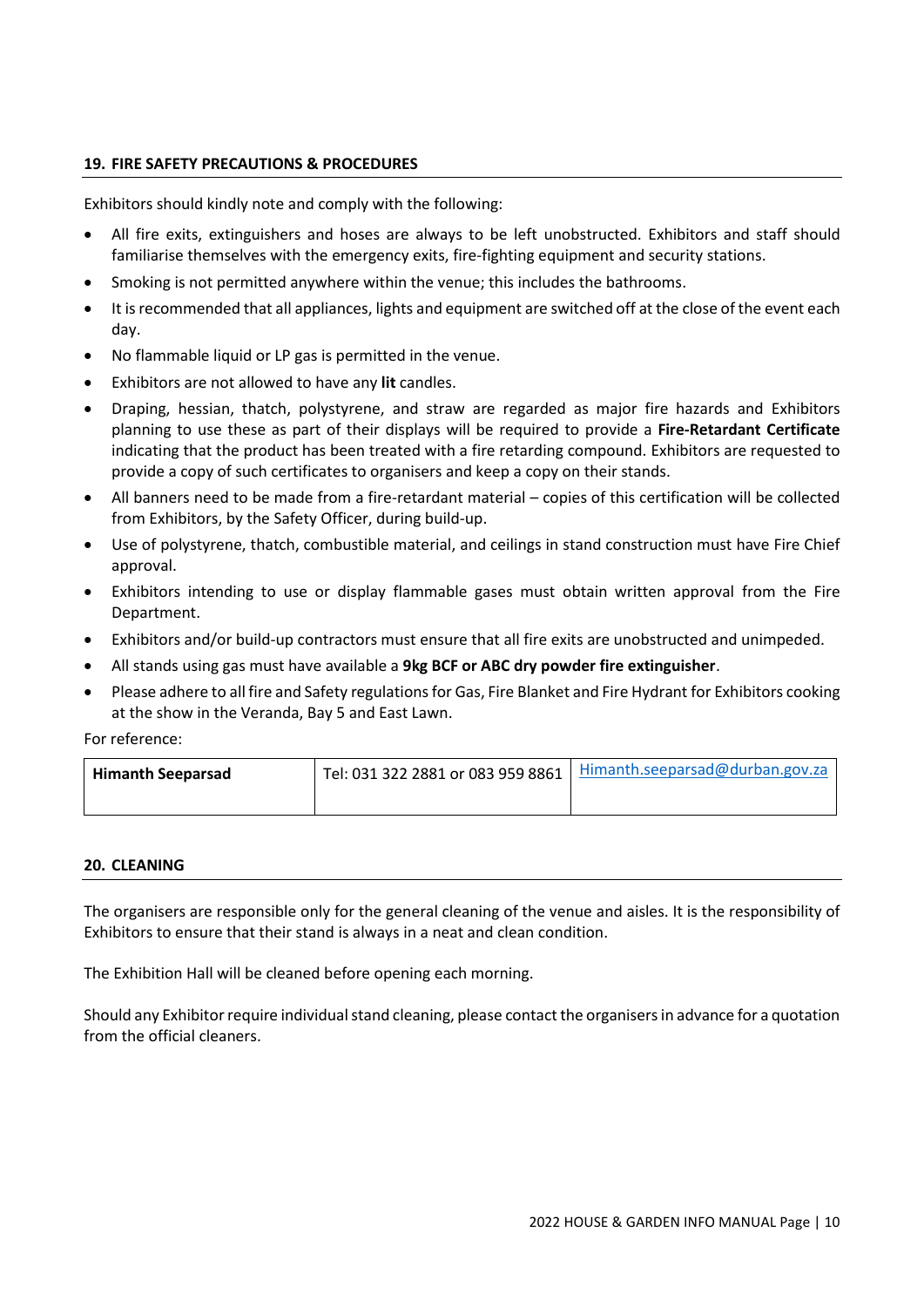## 19. FIRE SAFETY PRECAUTIONS & PROCEDURES

Exhibitors should kindly note and comply with the following:

- All fire exits, extinguishers and hoses are always to be left unobstructed. Exhibitors and staff should familiarise themselves with the emergency exits, fire-fighting equipment and security stations.
- Smoking is not permitted anywhere within the venue; this includes the bathrooms.
- It is recommended that all appliances, lights and equipment are switched off at the close of the event each day.
- No flammable liquid or LP gas is permitted in the venue.
- Exhibitors are not allowed to have any **lit** candles.
- Draping, hessian, thatch, polystyrene, and straw are regarded as major fire hazards and Exhibitors planning to use these as part of their displays will be required to provide a **Fire-Retardant Certificate** indicating that the product has been treated with a fire retarding compound. Exhibitors are requested to provide a copy of such certificates to organisers and keep a copy on their stands.
- All banners need to be made from a fire-retardant material – copies of this certification will be collected from Exhibitors, by the Safety Officer, during build-up.
- Use of polystyrene, thatch, combustible material, and ceilings in stand construction must have Fire Chief approval.
- Exhibitors intending to use or display flammable gases must obtain written approval from the Fire Department.
- Exhibitors and/or build-up contractors must ensure that all fire exits are unobstructed and unimpeded.
- All stands using gas must have available a **9kg BCF or ABC dry powder fire extinguisher**.
- Please adhere to all fire and Safety regulations for Gas, Fire Blanket and Fire Hydrant for Exhibitors cooking at the show in the Veranda, Bay 5 and East Lawn.

For reference:

| **Himanth Seeparsad** | Tel: 031 322 2881 or 083 959 8861 | Himanth.seeparsad@durban.gov.za |
|---|---|---|

## 20. CLEANING

The organisers are responsible only for the general cleaning of the venue and aisles. It is the responsibility of Exhibitors to ensure that their stand is always in a neat and clean condition.

The Exhibition Hall will be cleaned before opening each morning.

Should any Exhibitor require individual stand cleaning, please contact the organisers in advance for a quotation from the official cleaners.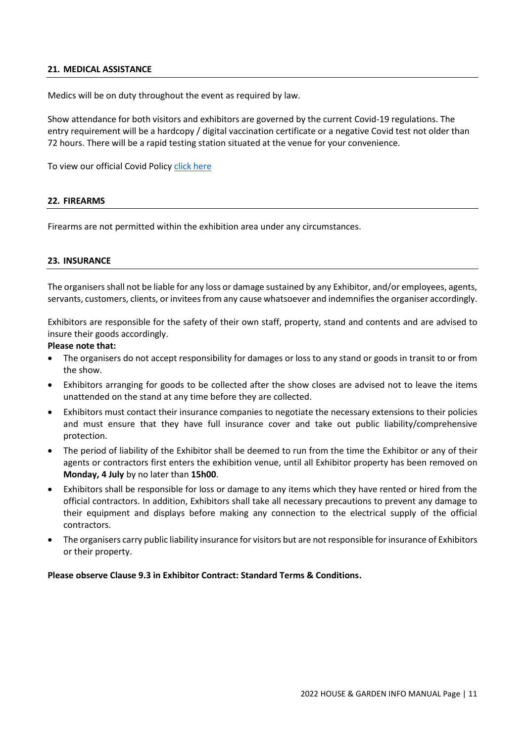## 21. MEDICAL ASSISTANCE

Medics will be on duty throughout the event as required by law.

Show attendance for both visitors and exhibitors are governed by the current Covid-19 regulations. The entry requirement will be a hardcopy / digital vaccination certificate or a negative Covid test not older than 72 hours. There will be a rapid testing station situated at the venue for your convenience.

To view our official Covid Policy click here

## 22. FIREARMS

Firearms are not permitted within the exhibition area under any circumstances.

## 23. INSURANCE

The organisers shall not be liable for any loss or damage sustained by any Exhibitor, and/or employees, agents, servants, customers, clients, or invitees from any cause whatsoever and indemnifies the organiser accordingly.

Exhibitors are responsible for the safety of their own staff, property, stand and contents and are advised to insure their goods accordingly.

**Please note that:**

- The organisers do not accept responsibility for damages or loss to any stand or goods in transit to or from the show.
- Exhibitors arranging for goods to be collected after the show closes are advised not to leave the items unattended on the stand at any time before they are collected.
- Exhibitors must contact their insurance companies to negotiate the necessary extensions to their policies and must ensure that they have full insurance cover and take out public liability/comprehensive protection.
- The period of liability of the Exhibitor shall be deemed to run from the time the Exhibitor or any of their agents or contractors first enters the exhibition venue, until all Exhibitor property has been removed on **Monday, 4 July** by no later than **15h00**.
- Exhibitors shall be responsible for loss or damage to any items which they have rented or hired from the official contractors. In addition, Exhibitors shall take all necessary precautions to prevent any damage to their equipment and displays before making any connection to the electrical supply of the official contractors.
- The organisers carry public liability insurance for visitors but are not responsible for insurance of Exhibitors or their property.

**Please observe Clause 9.3 in Exhibitor Contract: Standard Terms & Conditions.**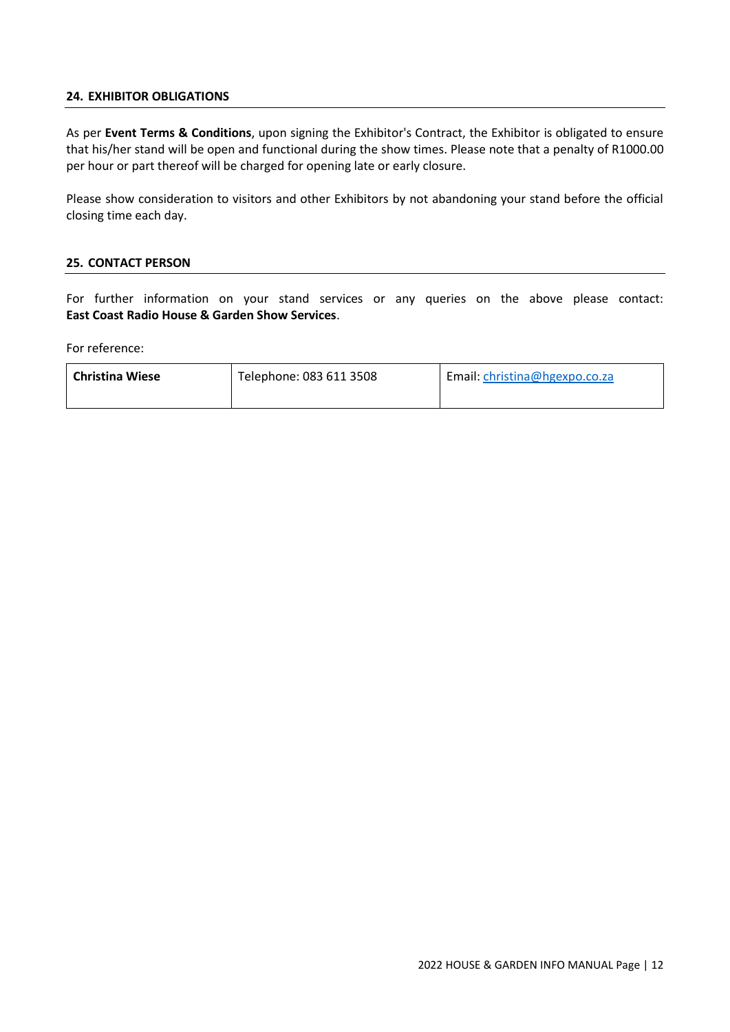## 24. EXHIBITOR OBLIGATIONS

As per **Event Terms & Conditions**, upon signing the Exhibitor's Contract, the Exhibitor is obligated to ensure that his/her stand will be open and functional during the show times. Please note that a penalty of R1000.00 per hour or part thereof will be charged for opening late or early closure.

Please show consideration to visitors and other Exhibitors by not abandoning your stand before the official closing time each day.

## 25. CONTACT PERSON

For further information on your stand services or any queries on the above please contact: **East Coast Radio House & Garden Show Services**.

For reference:

| | | |
|---|---|---|
| **Christina Wiese** | Telephone: 083 611 3508 | Email: christina@hgexpo.co.za |